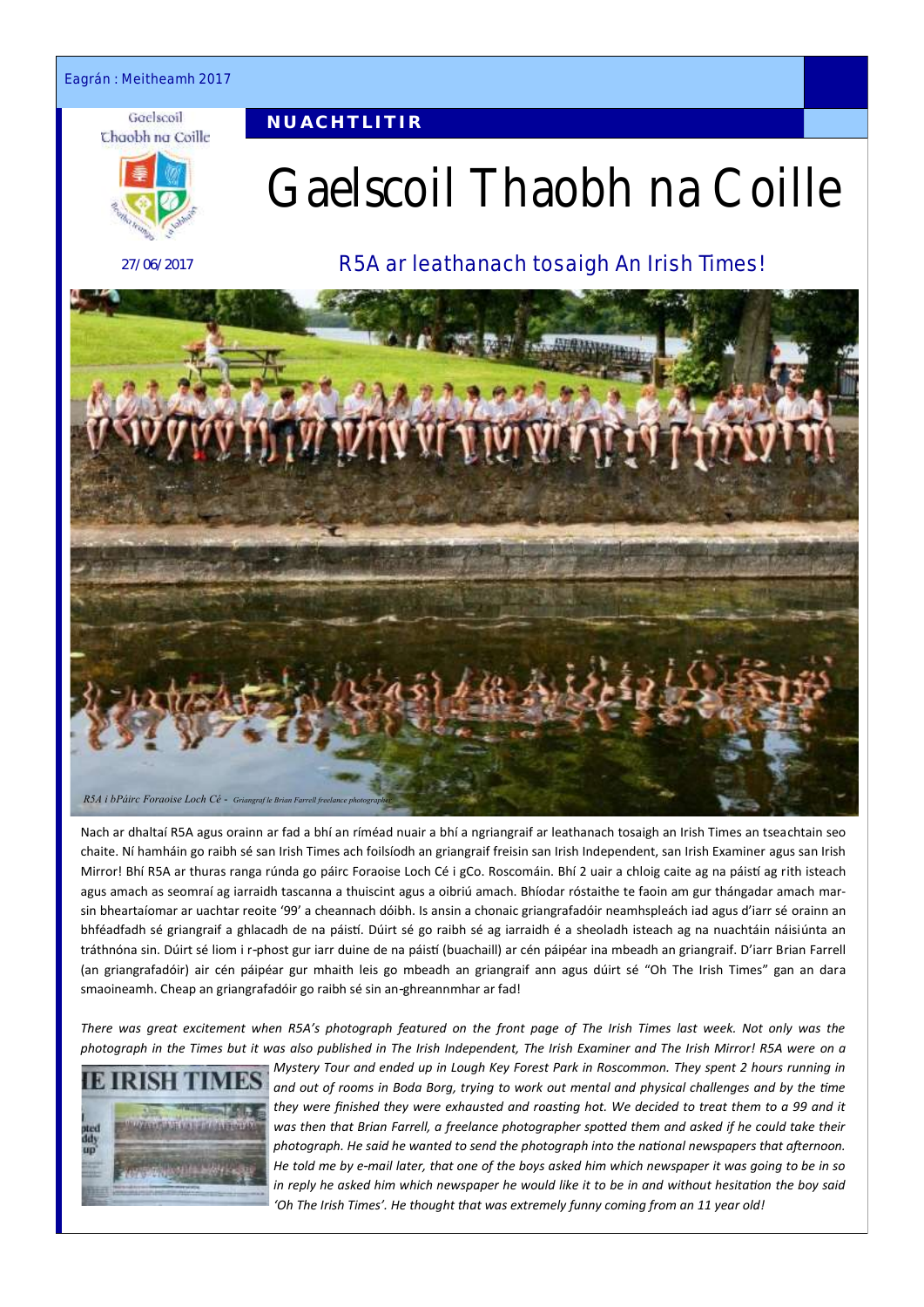Eagrán : Meitheamh 2017

**NUACHTLITIR**

# Gaelscoil Thaobh na Coille

27/06/2017

## R5A ar leathanach tosaigh An Irish Times!

*R5A i bPáirc Foraoise Loch Cé - Griangraf le Brian Farrell freelance photographer*

Nach ar dhaltaí R5A agus orainn ar fad a bhí an ríméad nuair a bhí a ngriangraif ar leathanach tosaigh an Irish Times an tseachtain seo chaite. Ní hamháin go raibh sé san Irish Times ach foilsíodh an griangraif freisin san Irish Independent, san Irish Examiner agus san Irish Mirror! Bhí R5A ar thuras ranga rúnda go páirc Foraoise Loch Cé i gCo. Roscomáin. Bhí 2 uair a chloig caite ag na páistí ag rith isteach agus amach as seomraí ag iarraidh tascanna a thuiscint agus a oibriú amach. Bhíodar róstaithe te faoin am gur thángadar amach marsin bheartaíomar ar uachtar reoite '99' a cheannach dóibh. Is ansin a chonaic griangrafadóir neamhspleách iad agus d'iarr sé orainn an bhféadfadh sé griangraif a ghlacadh de na páistí. Dúirt sé go raibh sé ag iarraidh é a sheoladh isteach ag na nuachtáin náisiúnta an tráthnóna sin. Dúirt sé liom i r-phost gur iarr duine de na páistí (buachaill) ar cén páipéar ina mbeadh an griangraif. D'iarr Brian Farrell (an griangrafadóir) air cén páipéar gur mhaith leis go mbeadh an griangraif ann agus dúirt sé "Oh The Irish Times" gan an dara smaoineamh. Cheap an griangrafadóir go raibh sé sin an-ghreannmhar ar fad!

*There was great excitement when R5A's photograph featured on the front page of The Irish Times last week. Not only was the photograph in the Times but it was also published in The Irish Independent, The Irish Examiner and The Irish Mirror! R5A were on a Mystery Tour and ended up in Lough Key Forest Park in Roscommon. They spent 2 hours running in and out of rooms in Boda Borg, trying to work out mental and physical challenges and by the time they were finished they were exhausted and roasting hot. We decided to treat them to a 99 and it was then that Brian Farrell, a freelance photographer spotted them and asked if he could take their photograph. He said he wanted to send the photograph into the national newspapers that afternoon. He told me by e-mail later, that one of the boys asked him which newspaper it was going to be in so in reply he asked him which newspaper he would like it to be in and without hesitation the boy said 'Oh The Irish Times'. He thought that was extremely funny coming from an 11 year old!*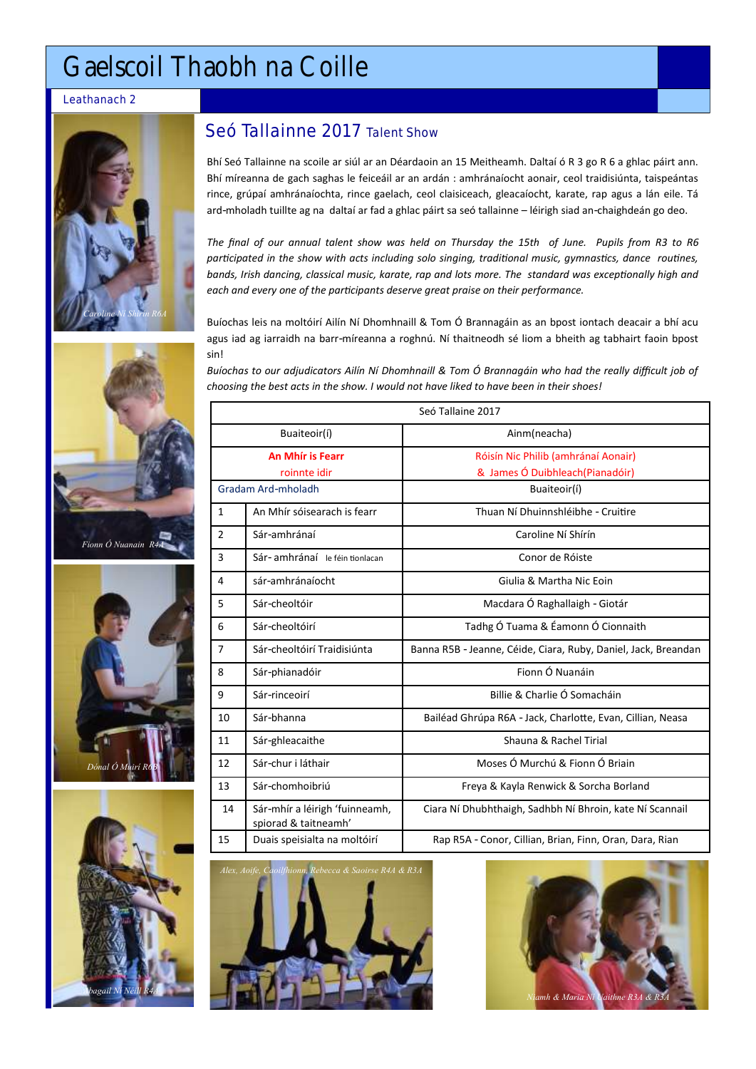# Gaelscoil Thaobh na Coille

Leathanach 2

## Seó Tallainne 2017 Talent Show

Bhí Seó Tallainne na scoile ar siúl ar an Déardaoin an 15 Meitheamh. Daltaí ó R 3 go R 6 a ghlac páirt ann. Bhí míreanna de gach saghas le feiceáil ar an ardán : amhránaíocht aonair, ceol traidisiúnta, taispeántas rince, grúpaí amhránaíochta, rince gaelach, ceol claisiceach, gleacaíocht, karate, rap agus a lán eile. Tá ard-mholadh tuillte ag na daltaí ar fad a ghlac páirt sa seó tallainne – léirigh siad an-chaighdeán go deo.

*The final of our annual talent show was held on Thursday the 15th of June. Pupils from R3 to R6 participated in the show with acts including solo singing, traditional music, gymnastics, dance routines, bands, Irish dancing, classical music, karate, rap and lots more. The standard was exceptionally high and each and every one of the participants deserve great praise on their performance.*

Buíochas leis na moltóirí Ailín Ní Dhomhnaill & Tom Ó Brannagáin as an bpost iontach deacair a bhí acu agus iad ag iarraidh na barr-míreanna a roghnú. Ní thaitneodh sé liom a bheith ag tabhairt faoin bpost sin!

*Buíochas to our adjudicators Ailín Ní Dhomhnaill & Tom Ó Brannagáin who had the really difficult job of choosing the best acts in the show. I would not have liked to have been in their shoes!*

| Seó Tallaine 2017 | | |
|---|---|---|
| Buaiteoir(í) | | Ainm(neacha) |
| **An Mhír is Fearr** roinnte idir | | Róisín Nic Philib (amhránaí Aonair) & James Ó Duibhleach(Pianadóir) |
| Gradam Ard-mholadh | | Buaiteoir(í) |
| 1 | An Mhír sóisearach is fearr | Thuan Ní Dhuinnshléibhe - Cruitire |
| 2 | Sár-amhránaí | Caroline Ní Shírín |
| 3 | Sár- amhránaí le féin tionlacan | Conor de Róiste |
| 4 | sár-amhránaíocht | Giulia & Martha Nic Eoin |
| 5 | Sár-cheoltóir | Macdara Ó Raghallaigh - Giotár |
| 6 | Sár-cheoltóirí | Tadhg Ó Tuama & Éamonn Ó Cionnaith |
| 7 | Sár-cheoltóirí Traidisiúnta | Banna R5B - Jeanne, Céide, Ciara, Ruby, Daniel, Jack, Breandan |
| 8 | Sár-phianadóir | Fionn Ó Nuanáin |
| 9 | Sár-rinceoirí | Billie & Charlie Ó Somacháin |
| 10 | Sár-bhanna | Bailéad Ghrúpa R6A - Jack, Charlotte, Evan, Cillian, Neasa |
| 11 | Sár-ghleacaithe | Shauna & Rachel Tirial |
| 12 | Sár-chur i láthair | Moses Ó Murchú & Fionn Ó Briain |
| 13 | Sár-chomhoibriú | Freya & Kayla Renwick & Sorcha Borland |
| 14 | Sár-mhír a léirigh 'fuinneamh, spiorad & taitneamh' | Ciara Ní Dhubhthaigh, Sadhbh Ní Bhroin, kate Ní Scannail |
| 15 | Duais speisialta na moltóirí | Rap R5A - Conor, Cillian, Brian, Finn, Oran, Dara, Rian |

*Caroline Ní Shírín R6A*

*Fionn Ó Nuanáin R4A*

*Dónal Ó Muirí R6B*

*Abagail Ní Néill R4A*

*Alex, Aoife, Caoilfhionn, Rebecca & Saoirse R4A & R3A*

*Niamh & Maria Ní Claithne R3A & R3A*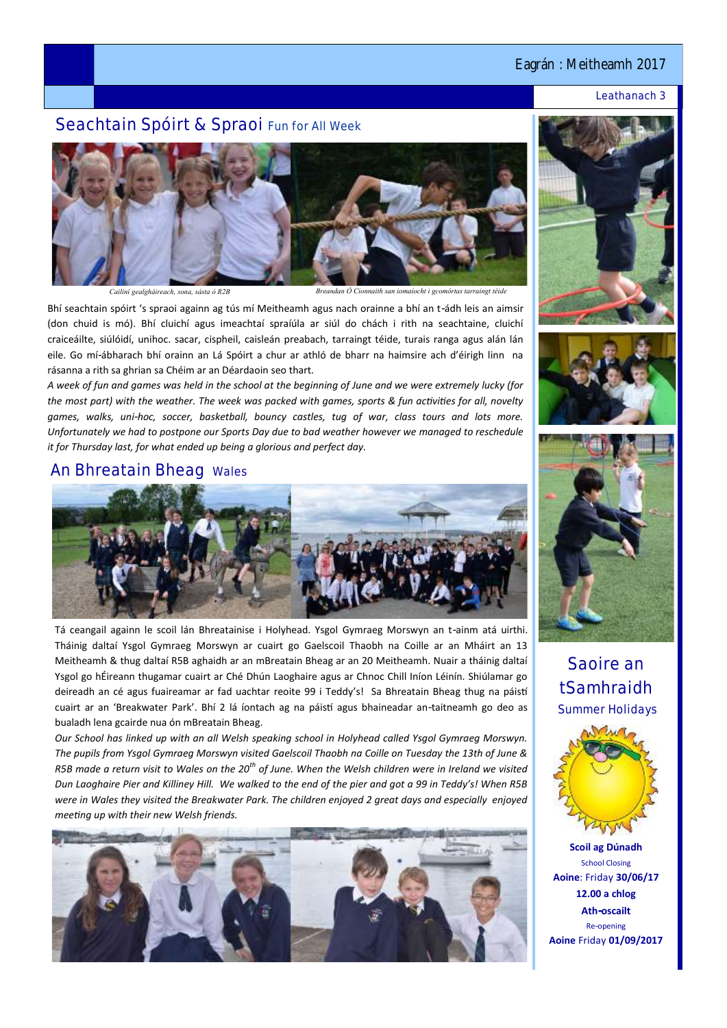## Seachtain Spóirt & Spraoi Fun for All Week

*Cailíní gealgháireach, sona, sásta ó R2B*

*Breandan Ó Cionnaith san iomaíocht i gcomórtas tarraingt téide*

Bhí seachtain spóirt 's spraoi againn ag tús mí Meitheamh agus nach orainne a bhí an t-ádh leis an aimsir (don chuid is mó). Bhí cluichí agus imeachtaí spraíúla ar siúl do chách i rith na seachtaine, cluichí craiceáilte, siúlóidí, unihoc. sacar, cispheil, caisleán preabach, tarraingt téide, turais ranga agus alán lán eile. Go mí-ábharach bhí orainn an Lá Spóirt a chur ar athló de bharr na haimsire ach d'éirigh linn na rásanna a rith sa ghrian sa Chéim ar an Déardaoin seo thart.

*A week of fun and games was held in the school at the beginning of June and we were extremely lucky (for the most part) with the weather. The week was packed with games, sports & fun activities for all, novelty games, walks, uni-hoc, soccer, basketball, bouncy castles, tug of war, class tours and lots more. Unfortunately we had to postpone our Sports Day due to bad weather however we managed to reschedule it for Thursday last, for what ended up being a glorious and perfect day.*

## An Bhreatain Bheag Wales

Tá ceangail againn le scoil lán Bhreatainise i Holyhead. Ysgol Gymraeg Morswyn an t-ainm atá uirthi. Tháinig daltaí Ysgol Gymraeg Morswyn ar cuairt go Gaelscoil Thaobh na Coille ar an Mháirt an 13 Meitheamh & thug daltaí R5B aghaidh ar an mBreatain Bheag ar an 20 Meitheamh. Nuair a tháinig daltaí Ysgol go hÉireann thugamar cuairt ar Ché Dhún Laoghaire agus ar Chnoc Chill Iníon Léinín. Shiúlamar go deireadh an cé agus fuaireamar ar fad uachtar reoite 99 i Teddy's! Sa Bhreatain Bheag thug na páistí cuairt ar an 'Breakwater Park'. Bhí 2 lá íontach ag na páistí agus bhaineadar an-taitneamh go deo as bualadh lena gcairde nua ón mBreatain Bheag.

*Our School has linked up with an all Welsh speaking school in Holyhead called Ysgol Gymraeg Morswyn. The pupils from Ysgol Gymraeg Morswyn visited Gaelscoil Thaobh na Coille on Tuesday the 13th of June & R5B made a return visit to Wales on the 20$^{th}$ of June. When the Welsh children were in Ireland we visited Dun Laoghaire Pier and Killiney Hill. We walked to the end of the pier and got a 99 in Teddy's! When R5B were in Wales they visited the Breakwater Park. The children enjoyed 2 great days and especially enjoyed meeting up with their new Welsh friends.*

## Saoire an tSamhraidh

### Summer Holidays

**Scoil ag Dúnadh**
School Closing
**Aoine**: Friday **30/06/17**
**12.00 a chlog**

**Ath-oscailt**
Re-opening
**Aoine** Friday **01/09/2017**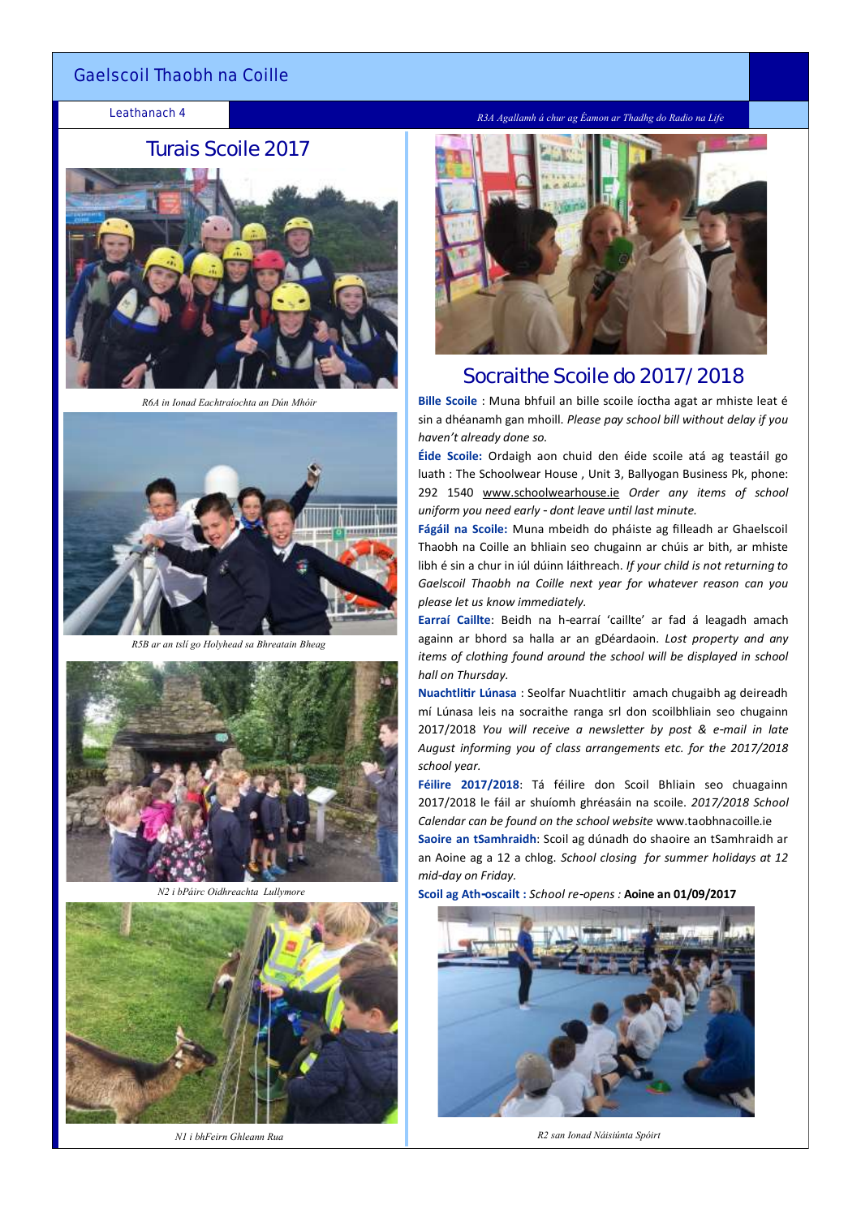# Turais Scoile 2017

R6A in Ionad Eachtraíochta an Dún Mhóir

R5B ar an tslí go Holyhead sa Bhreatain Bheag

N2 i bPáirc Oidhreachta Lullymore

N1 i bhFeirn Ghleann Rua

R3A Agallamh á chur ag Éamon ar Thadhg do Radio na Life

# Socraithe Scoile do 2017/2018

**Bille Scoile** : Muna bhfuil an bille scoile íoctha agat ar mhiste leat é sin a dhéanamh gan mhoill. *Please pay school bill without delay if you haven't already done so.*

**Éide Scoile:** Ordaigh aon chuid den éide scoile atá ag teastáil go luath : The Schoolwear House , Unit 3, Ballyogan Business Pk, phone: 292 1540 www.schoolwearhouse.ie *Order any items of school uniform you need early - dont leave until last minute.*

**Fágáil na Scoile:** Muna mbeidh do pháiste ag filleadh ar Ghaelscoil Thaobh na Coille an bhliain seo chugainn ar chúis ar bith, ar mhiste libh é sin a chur in iúl dúinn láithreach. *If your child is not returning to Gaelscoil Thaobh na Coille next year for whatever reason can you please let us know immediately.*

**Earraí Caillte**: Beidh na h-earraí 'caillte' ar fad á leagadh amach againn ar bhord sa halla ar an gDéardaoin. *Lost property and any items of clothing found around the school will be displayed in school hall on Thursday.*

**Nuachtlitir Lúnasa** : Seolfar Nuachtlitir amach chugaibh ag deireadh mí Lúnasa leis na socraithe ranga srl don scoilbhliain seo chugainn 2017/2018 *You will receive a newsletter by post & e-mail in late August informing you of class arrangements etc. for the 2017/2018 school year.*

**Féilire 2017/2018**: Tá féilire don Scoil Bhliain seo chuagainn 2017/2018 le fáil ar shuíomh ghréasáin na scoile. *2017/2018 School Calendar can be found on the school website* www.taobhnacoille.ie

**Saoire an tSamhraidh**: Scoil ag dúnadh do shaoire an tSamhraidh ar an Aoine ag a 12 a chlog. *School closing for summer holidays at 12 mid-day on Friday.*

**Scoil ag Ath-oscailt :** *School re-opens :* **Aoine an 01/09/2017**

R2 san Ionad Náisiúnta Spóirt